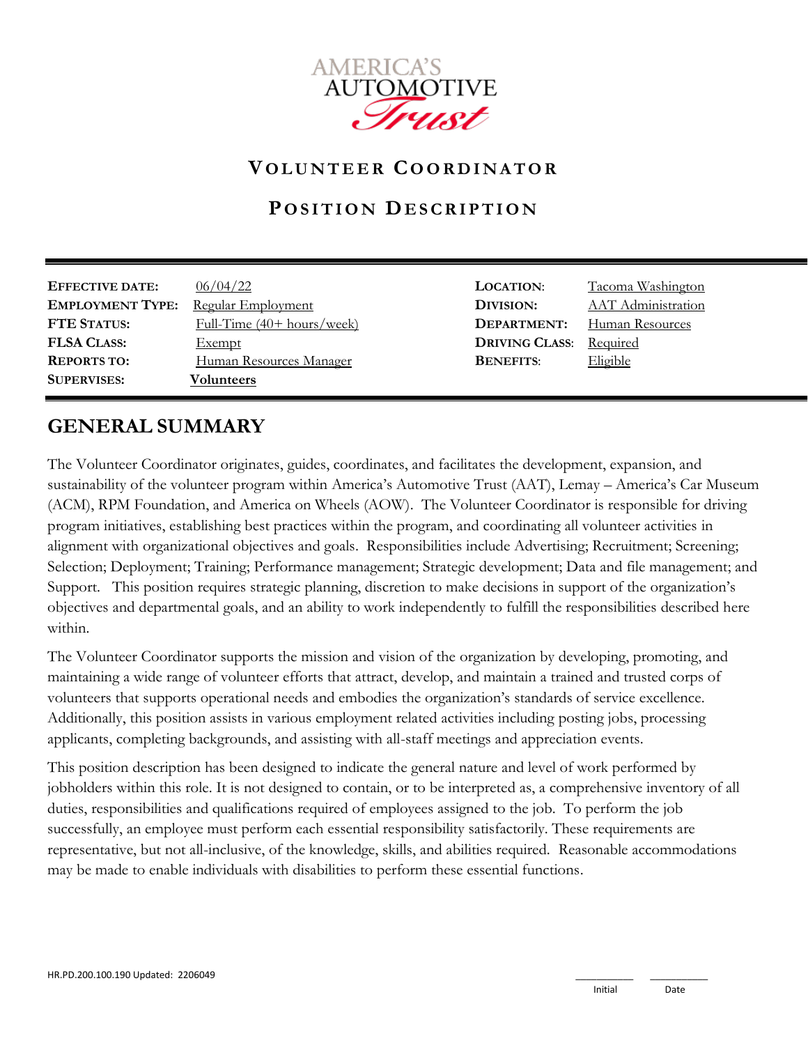# VOLUNTEER COORDINATOR

## POSITION DESCRIPTION

| | | | |
|---|---|---|---|
| **EFFECTIVE DATE:** | 06/04/22 | **LOCATION:** | Tacoma Washington |
| **EMPLOYMENT TYPE:** | Regular Employment | **DIVISION:** | AAT Administration |
| **FTE STATUS:** | Full-Time (40+ hours/week) | **DEPARTMENT:** | Human Resources |
| **FLSA CLASS:** | Exempt | **DRIVING CLASS:** | Required |
| **REPORTS TO:** | Human Resources Manager | **BENEFITS:** | Eligible |
| **SUPERVISES:** | **Volunteers** | | |

## GENERAL SUMMARY

The Volunteer Coordinator originates, guides, coordinates, and facilitates the development, expansion, and sustainability of the volunteer program within America's Automotive Trust (AAT), Lemay – America's Car Museum (ACM), RPM Foundation, and America on Wheels (AOW). The Volunteer Coordinator is responsible for driving program initiatives, establishing best practices within the program, and coordinating all volunteer activities in alignment with organizational objectives and goals. Responsibilities include Advertising; Recruitment; Screening; Selection; Deployment; Training; Performance management; Strategic development; Data and file management; and Support. This position requires strategic planning, discretion to make decisions in support of the organization's objectives and departmental goals, and an ability to work independently to fulfill the responsibilities described here within.

The Volunteer Coordinator supports the mission and vision of the organization by developing, promoting, and maintaining a wide range of volunteer efforts that attract, develop, and maintain a trained and trusted corps of volunteers that supports operational needs and embodies the organization's standards of service excellence. Additionally, this position assists in various employment related activities including posting jobs, processing applicants, completing backgrounds, and assisting with all-staff meetings and appreciation events.

This position description has been designed to indicate the general nature and level of work performed by jobholders within this role. It is not designed to contain, or to be interpreted as, a comprehensive inventory of all duties, responsibilities and qualifications required of employees assigned to the job. To perform the job successfully, an employee must perform each essential responsibility satisfactorily. These requirements are representative, but not all-inclusive, of the knowledge, skills, and abilities required. Reasonable accommodations may be made to enable individuals with disabilities to perform these essential functions.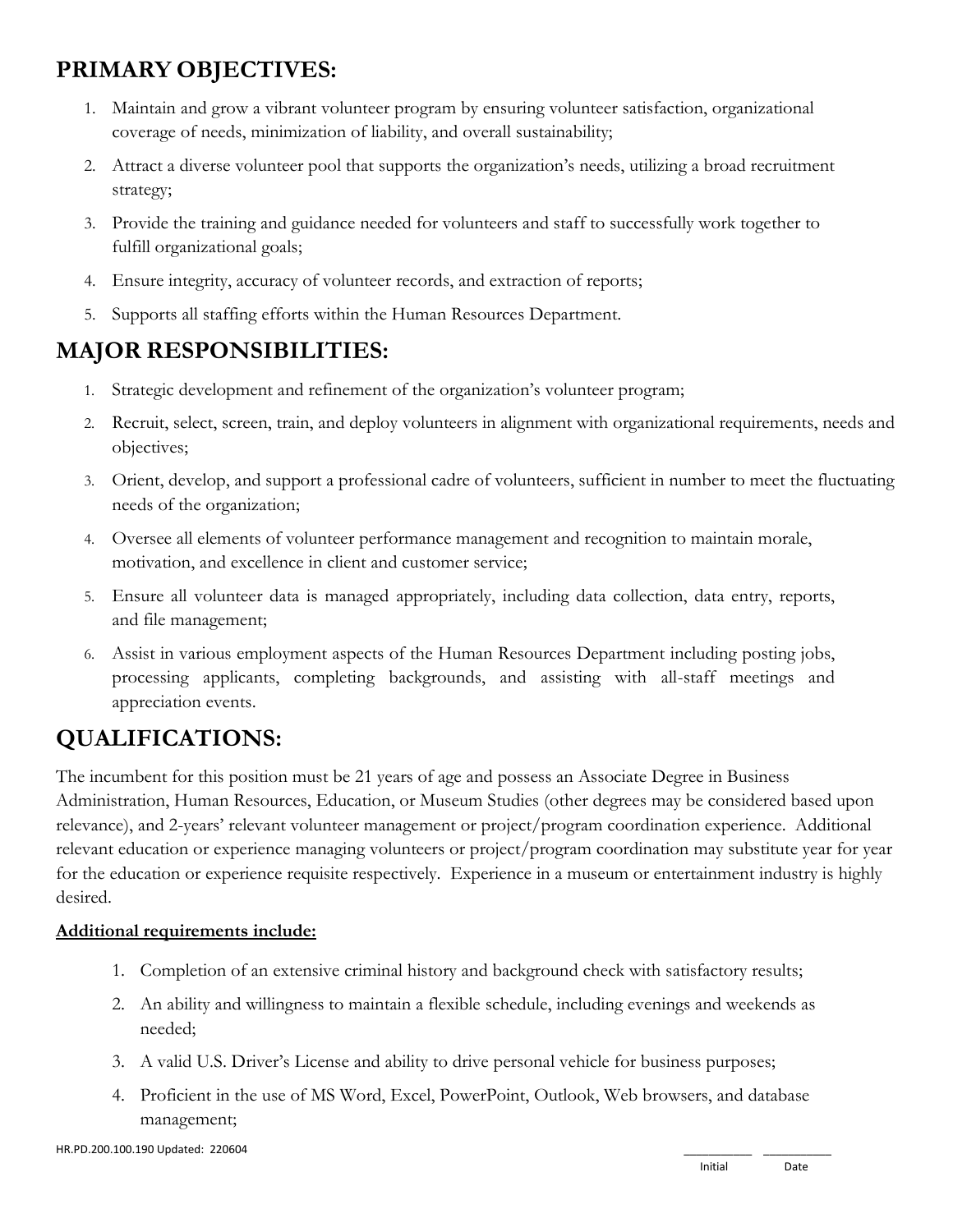## PRIMARY OBJECTIVES:

1. Maintain and grow a vibrant volunteer program by ensuring volunteer satisfaction, organizational coverage of needs, minimization of liability, and overall sustainability;
2. Attract a diverse volunteer pool that supports the organization's needs, utilizing a broad recruitment strategy;
3. Provide the training and guidance needed for volunteers and staff to successfully work together to fulfill organizational goals;
4. Ensure integrity, accuracy of volunteer records, and extraction of reports;
5. Supports all staffing efforts within the Human Resources Department.

## MAJOR RESPONSIBILITIES:

1. Strategic development and refinement of the organization's volunteer program;
2. Recruit, select, screen, train, and deploy volunteers in alignment with organizational requirements, needs and objectives;
3. Orient, develop, and support a professional cadre of volunteers, sufficient in number to meet the fluctuating needs of the organization;
4. Oversee all elements of volunteer performance management and recognition to maintain morale, motivation, and excellence in client and customer service;
5. Ensure all volunteer data is managed appropriately, including data collection, data entry, reports, and file management;
6. Assist in various employment aspects of the Human Resources Department including posting jobs, processing applicants, completing backgrounds, and assisting with all-staff meetings and appreciation events.

## QUALIFICATIONS:

The incumbent for this position must be 21 years of age and possess an Associate Degree in Business Administration, Human Resources, Education, or Museum Studies (other degrees may be considered based upon relevance), and 2-years' relevant volunteer management or project/program coordination experience. Additional relevant education or experience managing volunteers or project/program coordination may substitute year for year for the education or experience requisite respectively. Experience in a museum or entertainment industry is highly desired.

**Additional requirements include:**

1. Completion of an extensive criminal history and background check with satisfactory results;
2. An ability and willingness to maintain a flexible schedule, including evenings and weekends as needed;
3. A valid U.S. Driver's License and ability to drive personal vehicle for business purposes;
4. Proficient in the use of MS Word, Excel, PowerPoint, Outlook, Web browsers, and database management;

HR.PD.200.100.190 Updated: 220604

_________ _________
Initial Date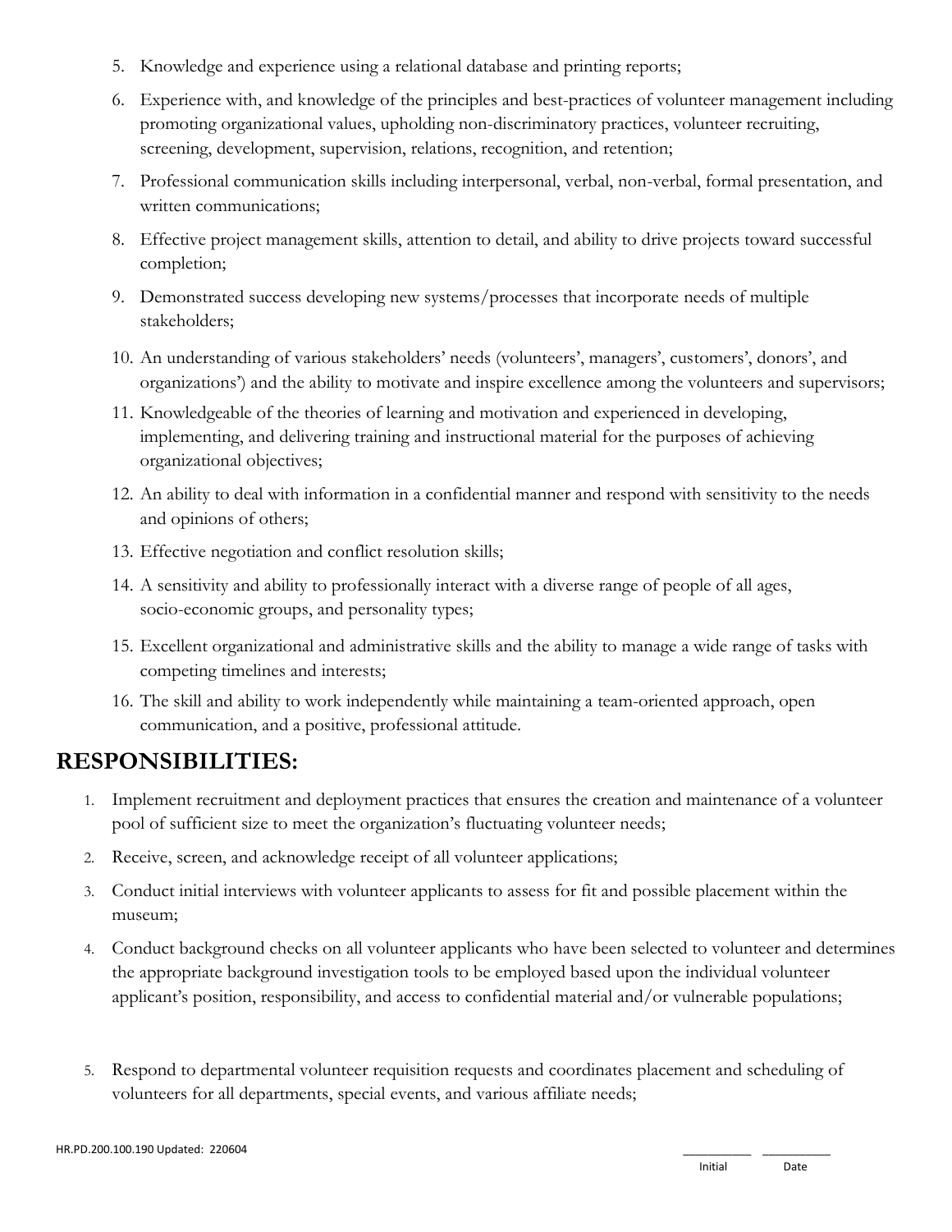5. Knowledge and experience using a relational database and printing reports;
6. Experience with, and knowledge of the principles and best-practices of volunteer management including promoting organizational values, upholding non-discriminatory practices, volunteer recruiting, screening, development, supervision, relations, recognition, and retention;
7. Professional communication skills including interpersonal, verbal, non-verbal, formal presentation, and written communications;
8. Effective project management skills, attention to detail, and ability to drive projects toward successful completion;
9. Demonstrated success developing new systems/processes that incorporate needs of multiple stakeholders;
10. An understanding of various stakeholders' needs (volunteers', managers', customers', donors', and organizations') and the ability to motivate and inspire excellence among the volunteers and supervisors;
11. Knowledgeable of the theories of learning and motivation and experienced in developing, implementing, and delivering training and instructional material for the purposes of achieving organizational objectives;
12. An ability to deal with information in a confidential manner and respond with sensitivity to the needs and opinions of others;
13. Effective negotiation and conflict resolution skills;
14. A sensitivity and ability to professionally interact with a diverse range of people of all ages, socio-economic groups, and personality types;
15. Excellent organizational and administrative skills and the ability to manage a wide range of tasks with competing timelines and interests;
16. The skill and ability to work independently while maintaining a team-oriented approach, open communication, and a positive, professional attitude.

## RESPONSIBILITIES:

1. Implement recruitment and deployment practices that ensures the creation and maintenance of a volunteer pool of sufficient size to meet the organization's fluctuating volunteer needs;
2. Receive, screen, and acknowledge receipt of all volunteer applications;
3. Conduct initial interviews with volunteer applicants to assess for fit and possible placement within the museum;
4. Conduct background checks on all volunteer applicants who have been selected to volunteer and determines the appropriate background investigation tools to be employed based upon the individual volunteer applicant's position, responsibility, and access to confidential material and/or vulnerable populations;
5. Respond to departmental volunteer requisition requests and coordinates placement and scheduling of volunteers for all departments, special events, and various affiliate needs;

HR.PD.200.100.190 Updated: 220604

_________ _________
Initial Date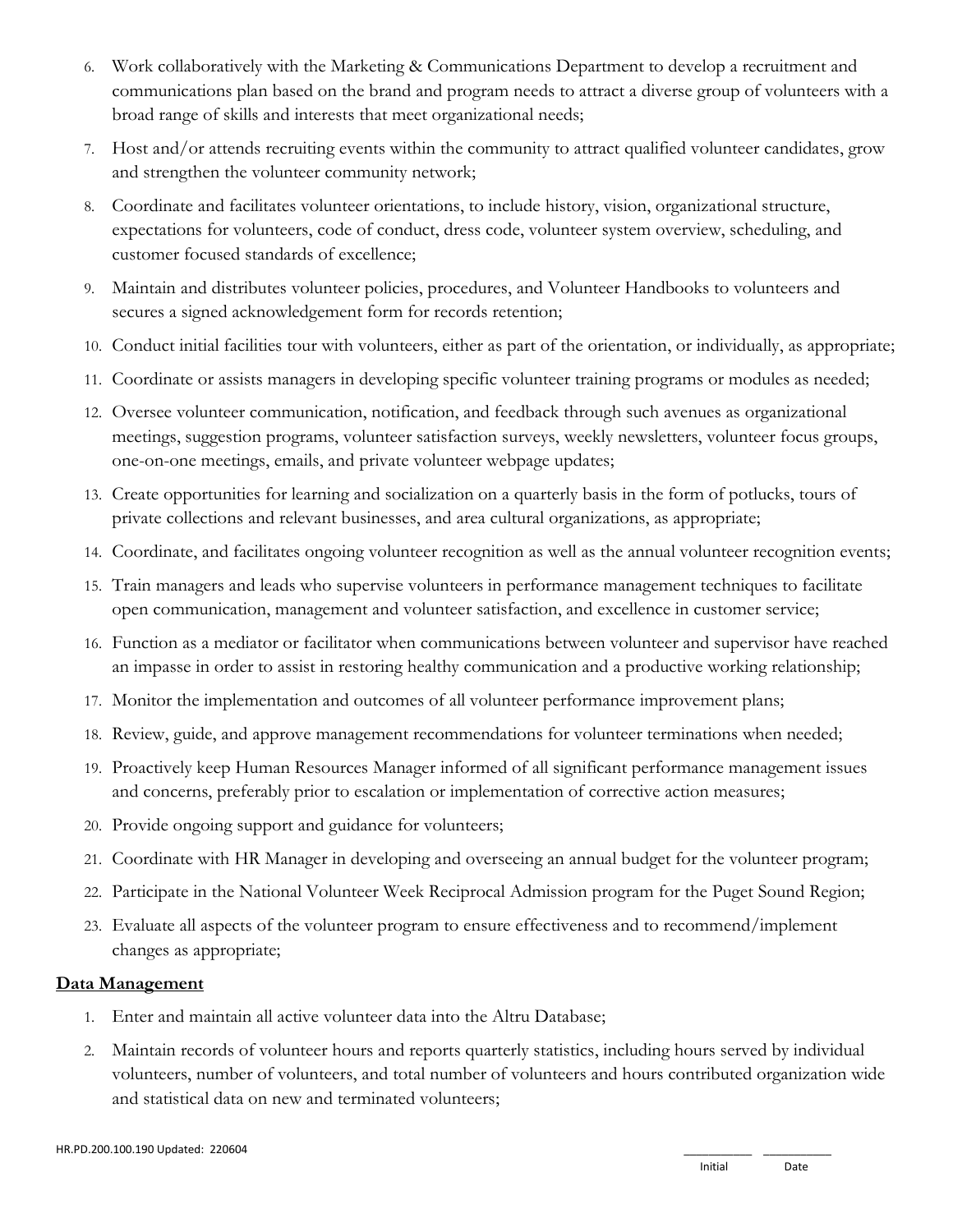6. Work collaboratively with the Marketing & Communications Department to develop a recruitment and communications plan based on the brand and program needs to attract a diverse group of volunteers with a broad range of skills and interests that meet organizational needs;
7. Host and/or attends recruiting events within the community to attract qualified volunteer candidates, grow and strengthen the volunteer community network;
8. Coordinate and facilitates volunteer orientations, to include history, vision, organizational structure, expectations for volunteers, code of conduct, dress code, volunteer system overview, scheduling, and customer focused standards of excellence;
9. Maintain and distributes volunteer policies, procedures, and Volunteer Handbooks to volunteers and secures a signed acknowledgement form for records retention;
10. Conduct initial facilities tour with volunteers, either as part of the orientation, or individually, as appropriate;
11. Coordinate or assists managers in developing specific volunteer training programs or modules as needed;
12. Oversee volunteer communication, notification, and feedback through such avenues as organizational meetings, suggestion programs, volunteer satisfaction surveys, weekly newsletters, volunteer focus groups, one-on-one meetings, emails, and private volunteer webpage updates;
13. Create opportunities for learning and socialization on a quarterly basis in the form of potlucks, tours of private collections and relevant businesses, and area cultural organizations, as appropriate;
14. Coordinate, and facilitates ongoing volunteer recognition as well as the annual volunteer recognition events;
15. Train managers and leads who supervise volunteers in performance management techniques to facilitate open communication, management and volunteer satisfaction, and excellence in customer service;
16. Function as a mediator or facilitator when communications between volunteer and supervisor have reached an impasse in order to assist in restoring healthy communication and a productive working relationship;
17. Monitor the implementation and outcomes of all volunteer performance improvement plans;
18. Review, guide, and approve management recommendations for volunteer terminations when needed;
19. Proactively keep Human Resources Manager informed of all significant performance management issues and concerns, preferably prior to escalation or implementation of corrective action measures;
20. Provide ongoing support and guidance for volunteers;
21. Coordinate with HR Manager in developing and overseeing an annual budget for the volunteer program;
22. Participate in the National Volunteer Week Reciprocal Admission program for the Puget Sound Region;
23. Evaluate all aspects of the volunteer program to ensure effectiveness and to recommend/implement changes as appropriate;

**<u>Data Management</u>**

1. Enter and maintain all active volunteer data into the Altru Database;
2. Maintain records of volunteer hours and reports quarterly statistics, including hours served by individual volunteers, number of volunteers, and total number of volunteers and hours contributed organization wide and statistical data on new and terminated volunteers;

HR.PD.200.100.190 Updated: 220604

\_\_\_\_\_\_\_\_\_ \_\_\_\_\_\_\_\_\_
Initial Date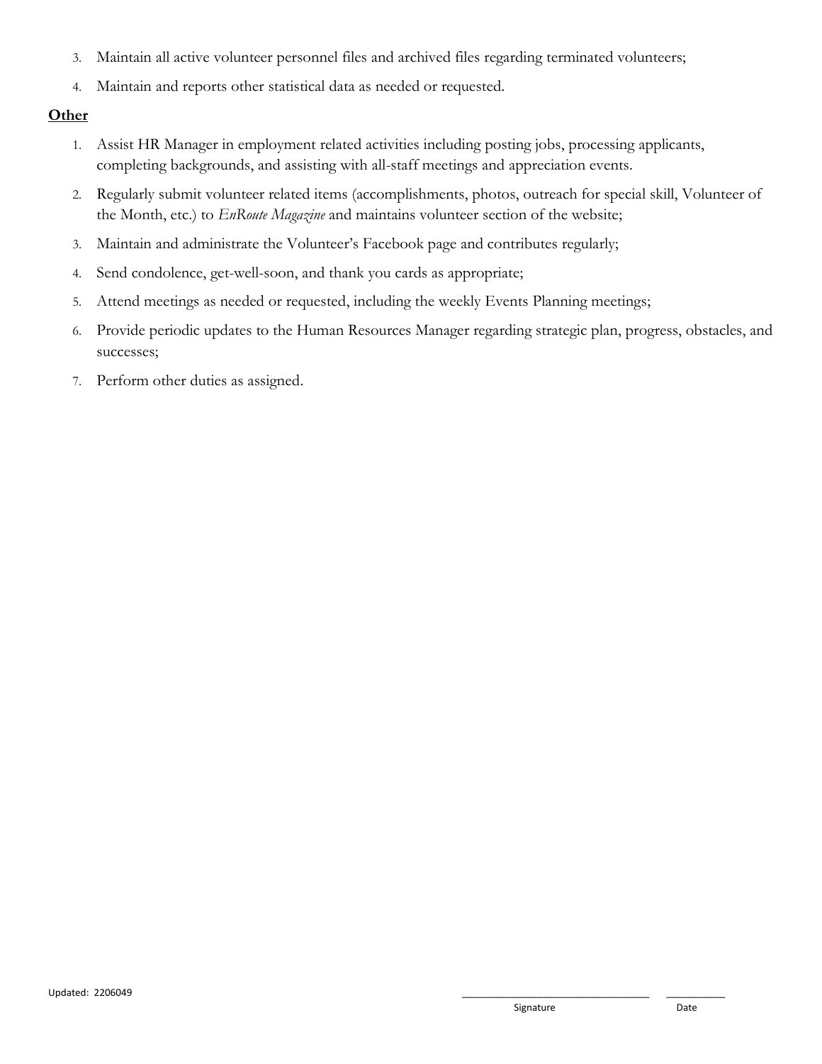3. Maintain all active volunteer personnel files and archived files regarding terminated volunteers;
4. Maintain and reports other statistical data as needed or requested.

**Other**

1. Assist HR Manager in employment related activities including posting jobs, processing applicants, completing backgrounds, and assisting with all-staff meetings and appreciation events.
2. Regularly submit volunteer related items (accomplishments, photos, outreach for special skill, Volunteer of the Month, etc.) to *EnRoute Magazine* and maintains volunteer section of the website;
3. Maintain and administrate the Volunteer's Facebook page and contributes regularly;
4. Send condolence, get-well-soon, and thank you cards as appropriate;
5. Attend meetings as needed or requested, including the weekly Events Planning meetings;
6. Provide periodic updates to the Human Resources Manager regarding strategic plan, progress, obstacles, and successes;
7. Perform other duties as assigned.

Updated: 2206049

_____________________________ __________

Signature Date